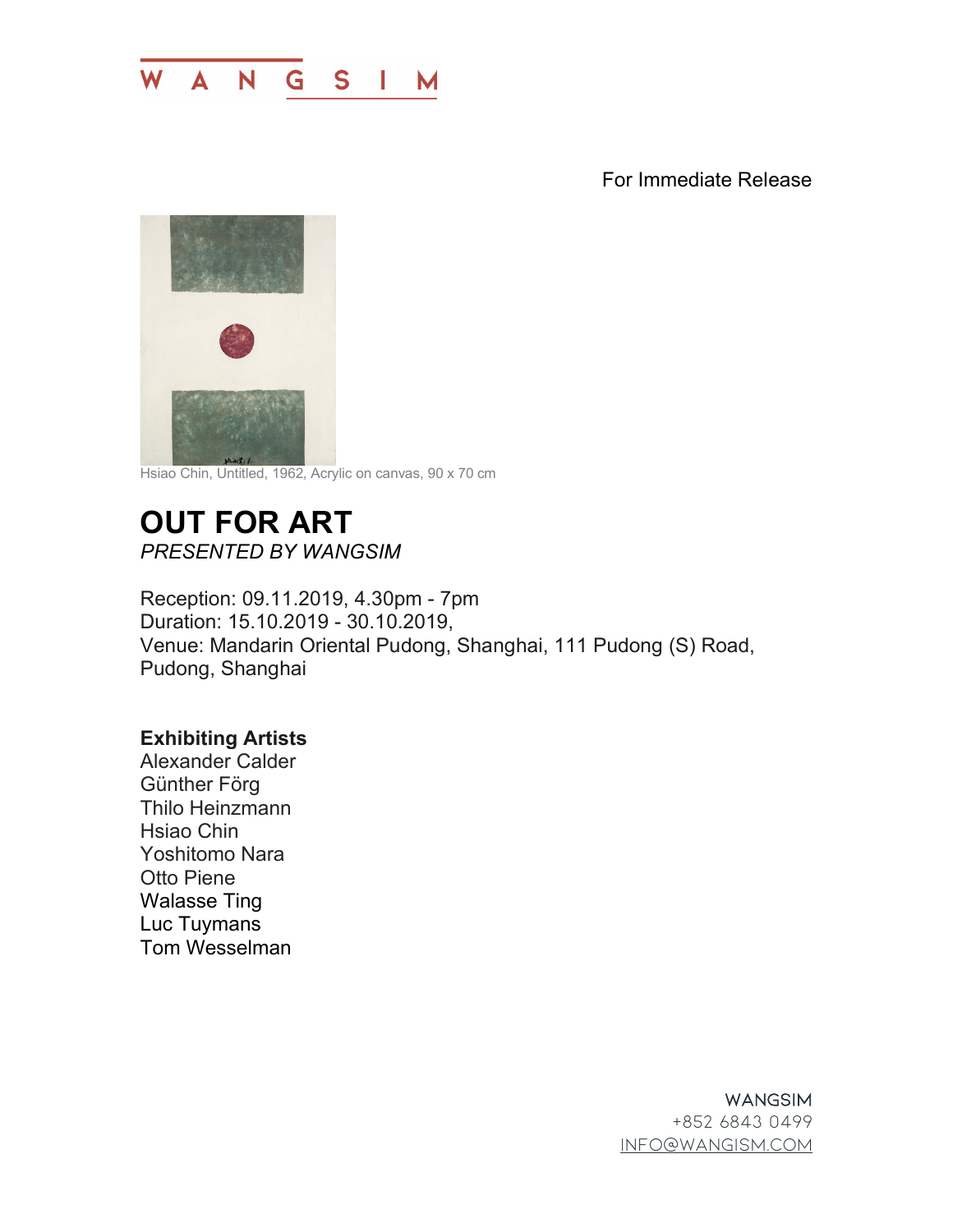WANGSIM

For Immediate Release

Hsiao Chin, Untitled, 1962, Acrylic on canvas, 90 x 70 cm

# OUT FOR ART

*PRESENTED BY WANGSIM*

Reception: 09.11.2019, 4.30pm - 7pm
Duration: 15.10.2019 - 30.10.2019,
Venue: Mandarin Oriental Pudong, Shanghai, 111 Pudong (S) Road, Pudong, Shanghai

**Exhibiting Artists**
Alexander Calder
Günther Förg
Thilo Heinzmann
Hsiao Chin
Yoshitomo Nara
Otto Piene
Walasse Ting
Luc Tuymans
Tom Wesselman

WANGSIM
+852 6843 0499
INFO@WANGISM.COM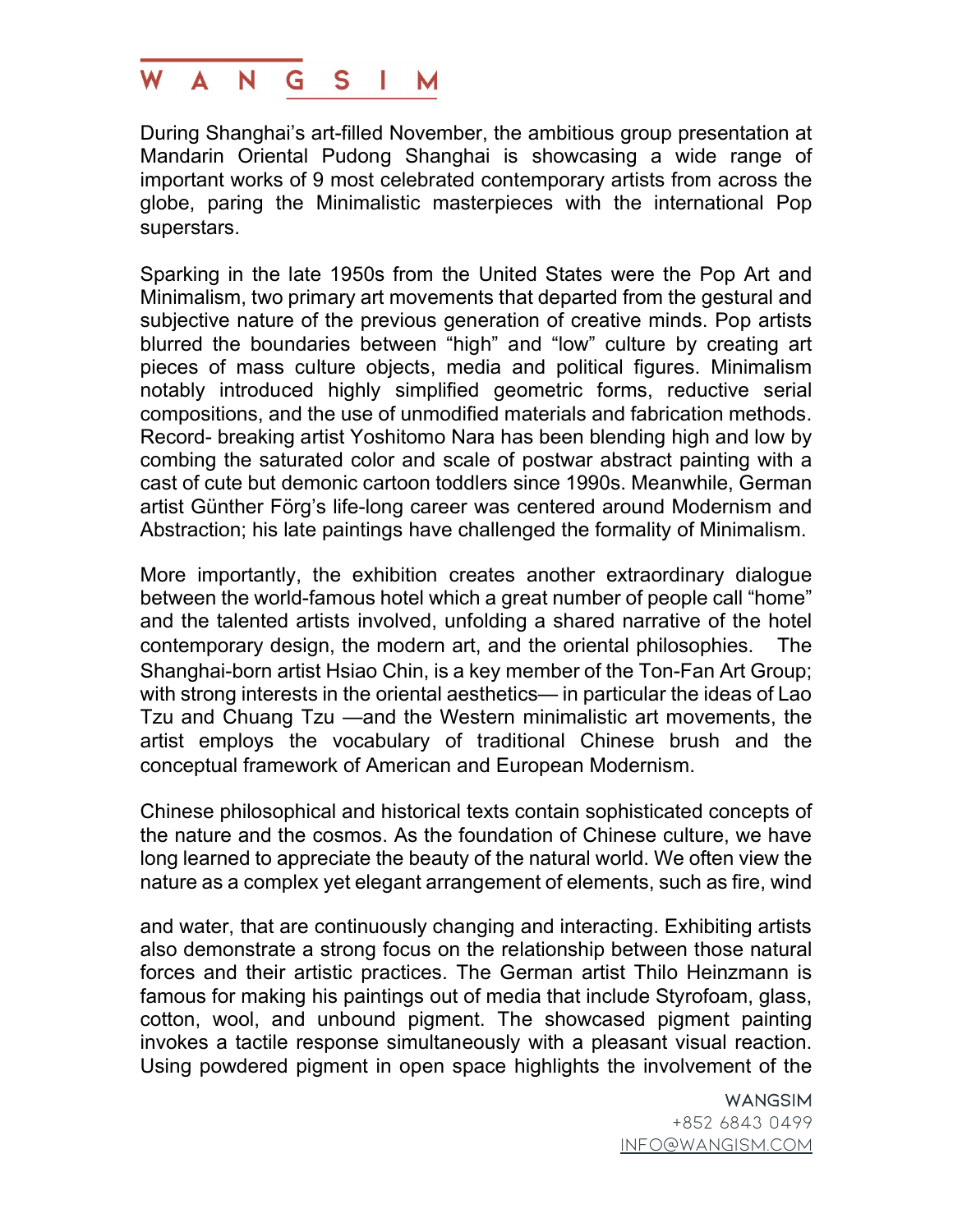During Shanghai's art-filled November, the ambitious group presentation at Mandarin Oriental Pudong Shanghai is showcasing a wide range of important works of 9 most celebrated contemporary artists from across the globe, paring the Minimalistic masterpieces with the international Pop superstars.

Sparking in the late 1950s from the United States were the Pop Art and Minimalism, two primary art movements that departed from the gestural and subjective nature of the previous generation of creative minds. Pop artists blurred the boundaries between "high" and "low" culture by creating art pieces of mass culture objects, media and political figures. Minimalism notably introduced highly simplified geometric forms, reductive serial compositions, and the use of unmodified materials and fabrication methods. Record- breaking artist Yoshitomo Nara has been blending high and low by combing the saturated color and scale of postwar abstract painting with a cast of cute but demonic cartoon toddlers since 1990s. Meanwhile, German artist Günther Förg's life-long career was centered around Modernism and Abstraction; his late paintings have challenged the formality of Minimalism.

More importantly, the exhibition creates another extraordinary dialogue between the world-famous hotel which a great number of people call "home" and the talented artists involved, unfolding a shared narrative of the hotel contemporary design, the modern art, and the oriental philosophies. The Shanghai-born artist Hsiao Chin, is a key member of the Ton-Fan Art Group; with strong interests in the oriental aesthetics— in particular the ideas of Lao Tzu and Chuang Tzu —and the Western minimalistic art movements, the artist employs the vocabulary of traditional Chinese brush and the conceptual framework of American and European Modernism.

Chinese philosophical and historical texts contain sophisticated concepts of the nature and the cosmos. As the foundation of Chinese culture, we have long learned to appreciate the beauty of the natural world. We often view the nature as a complex yet elegant arrangement of elements, such as fire, wind and water, that are continuously changing and interacting. Exhibiting artists also demonstrate a strong focus on the relationship between those natural forces and their artistic practices. The German artist Thilo Heinzmann is famous for making his paintings out of media that include Styrofoam, glass, cotton, wool, and unbound pigment. The showcased pigment painting invokes a tactile response simultaneously with a pleasant visual reaction. Using powdered pigment in open space highlights the involvement of the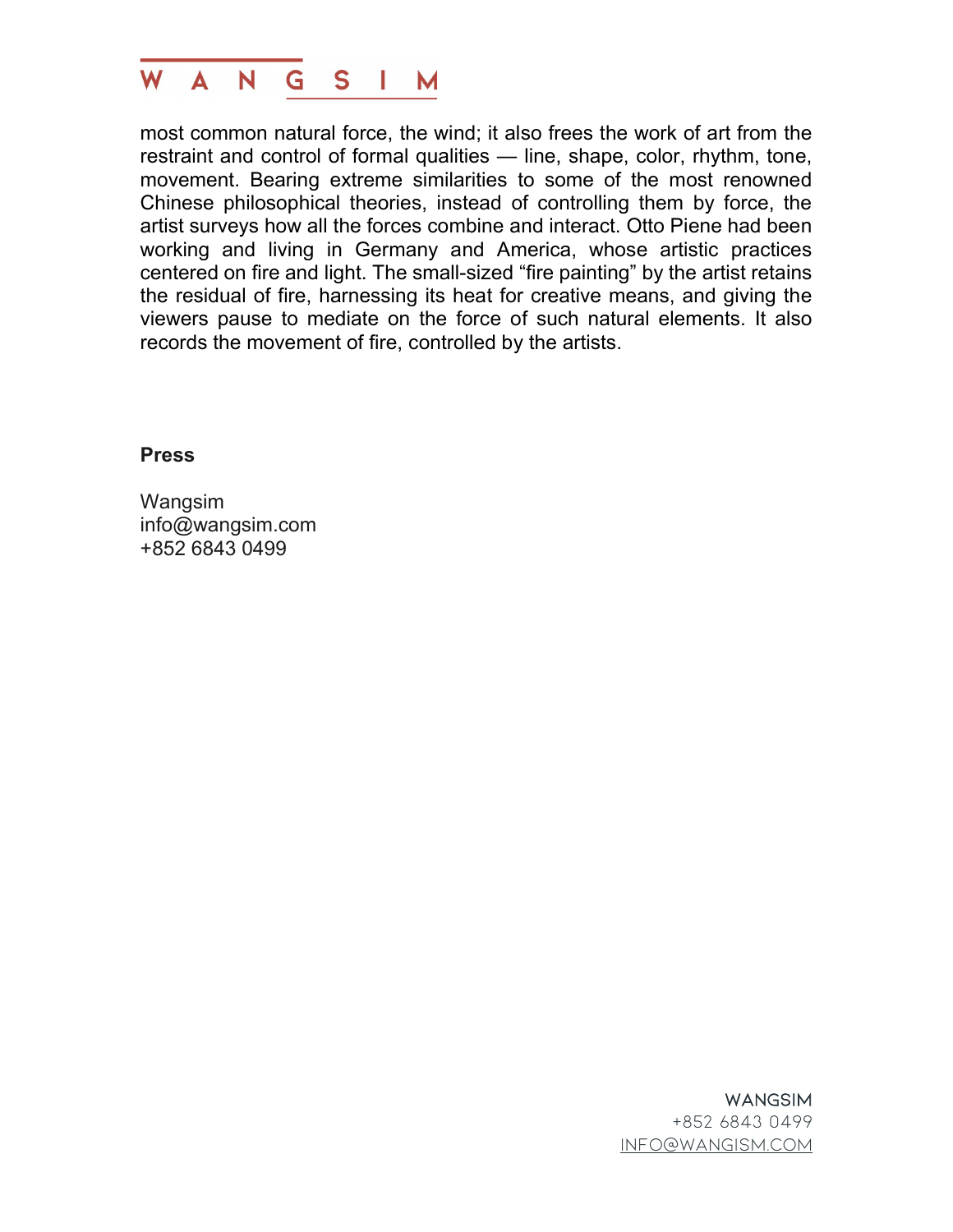most common natural force, the wind; it also frees the work of art from the restraint and control of formal qualities — line, shape, color, rhythm, tone, movement. Bearing extreme similarities to some of the most renowned Chinese philosophical theories, instead of controlling them by force, the artist surveys how all the forces combine and interact. Otto Piene had been working and living in Germany and America, whose artistic practices centered on fire and light. The small-sized “fire painting” by the artist retains the residual of fire, harnessing its heat for creative means, and giving the viewers pause to mediate on the force of such natural elements. It also records the movement of fire, controlled by the artists.

**Press**

Wangsim
info@wangsim.com
+852 6843 0499